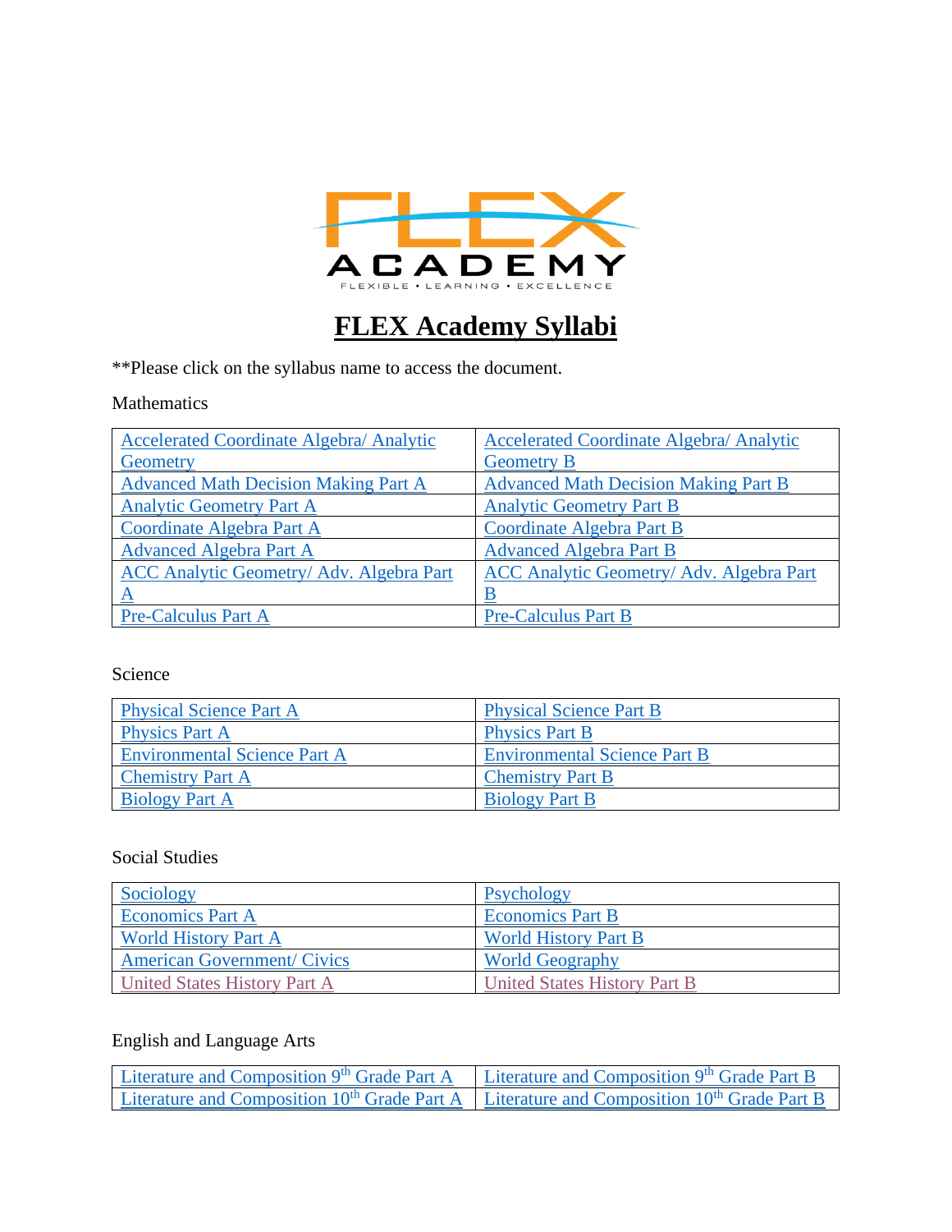# FLEX Academy Syllabi

**Please click on the syllabus name to access the document.

Mathematics

| | |
|---|---|
| Accelerated Coordinate Algebra/ Analytic Geometry | Accelerated Coordinate Algebra/ Analytic Geometry B |
| Advanced Math Decision Making Part A | Advanced Math Decision Making Part B |
| Analytic Geometry Part A | Analytic Geometry Part B |
| Coordinate Algebra Part A | Coordinate Algebra Part B |
| Advanced Algebra Part A | Advanced Algebra Part B |
| ACC Analytic Geometry/ Adv. Algebra Part A | ACC Analytic Geometry/ Adv. Algebra Part B |
| Pre-Calculus Part A | Pre-Calculus Part B |

Science

| | |
|---|---|
| Physical Science Part A | Physical Science Part B |
| Physics Part A | Physics Part B |
| Environmental Science Part A | Environmental Science Part B |
| Chemistry Part A | Chemistry Part B |
| Biology Part A | Biology Part B |

Social Studies

| | |
|---|---|
| Sociology | Psychology |
| Economics Part A | Economics Part B |
| World History Part A | World History Part B |
| American Government/ Civics | World Geography |
| United States History Part A | United States History Part B |

English and Language Arts

| | |
|---|---|
| Literature and Composition 9th Grade Part A | Literature and Composition 9th Grade Part B |
| Literature and Composition 10th Grade Part A | Literature and Composition 10th Grade Part B |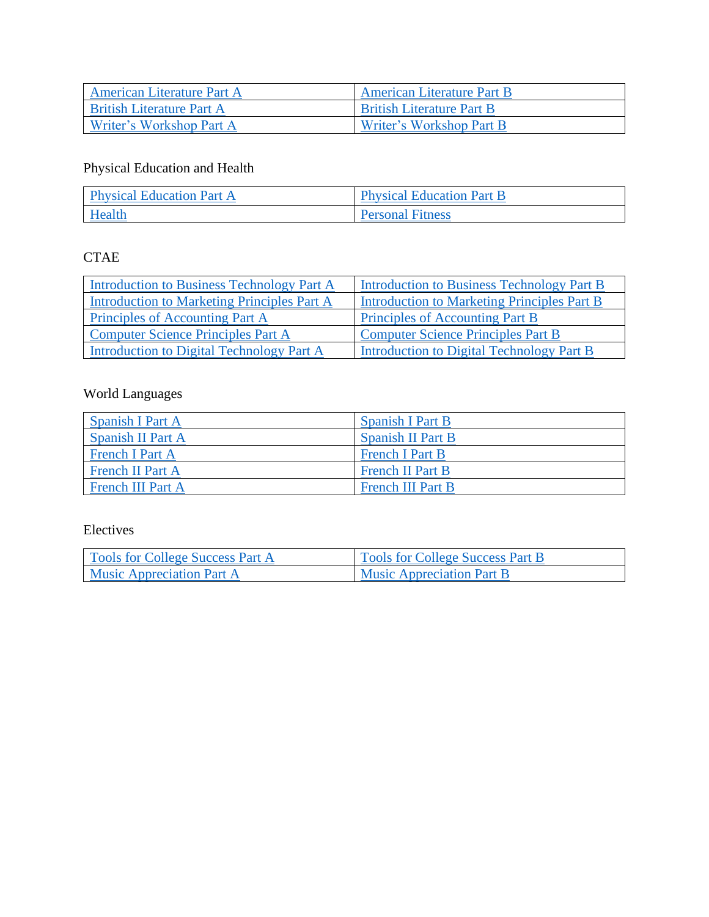| | |
|---|---|
| American Literature Part A | American Literature Part B |
| British Literature Part A | British Literature Part B |
| Writer's Workshop Part A | Writer's Workshop Part B |

Physical Education and Health

| | |
|---|---|
| Physical Education Part A | Physical Education Part B |
| Health | Personal Fitness |

CTAE

| | |
|---|---|
| Introduction to Business Technology Part A | Introduction to Business Technology Part B |
| Introduction to Marketing Principles Part A | Introduction to Marketing Principles Part B |
| Principles of Accounting Part A | Principles of Accounting Part B |
| Computer Science Principles Part A | Computer Science Principles Part B |
| Introduction to Digital Technology Part A | Introduction to Digital Technology Part B |

World Languages

| | |
|---|---|
| Spanish I Part A | Spanish I Part B |
| Spanish II Part A | Spanish II Part B |
| French I Part A | French I Part B |
| French II Part A | French II Part B |
| French III Part A | French III Part B |

Electives

| | |
|---|---|
| Tools for College Success Part A | Tools for College Success Part B |
| Music Appreciation Part A | Music Appreciation Part B |